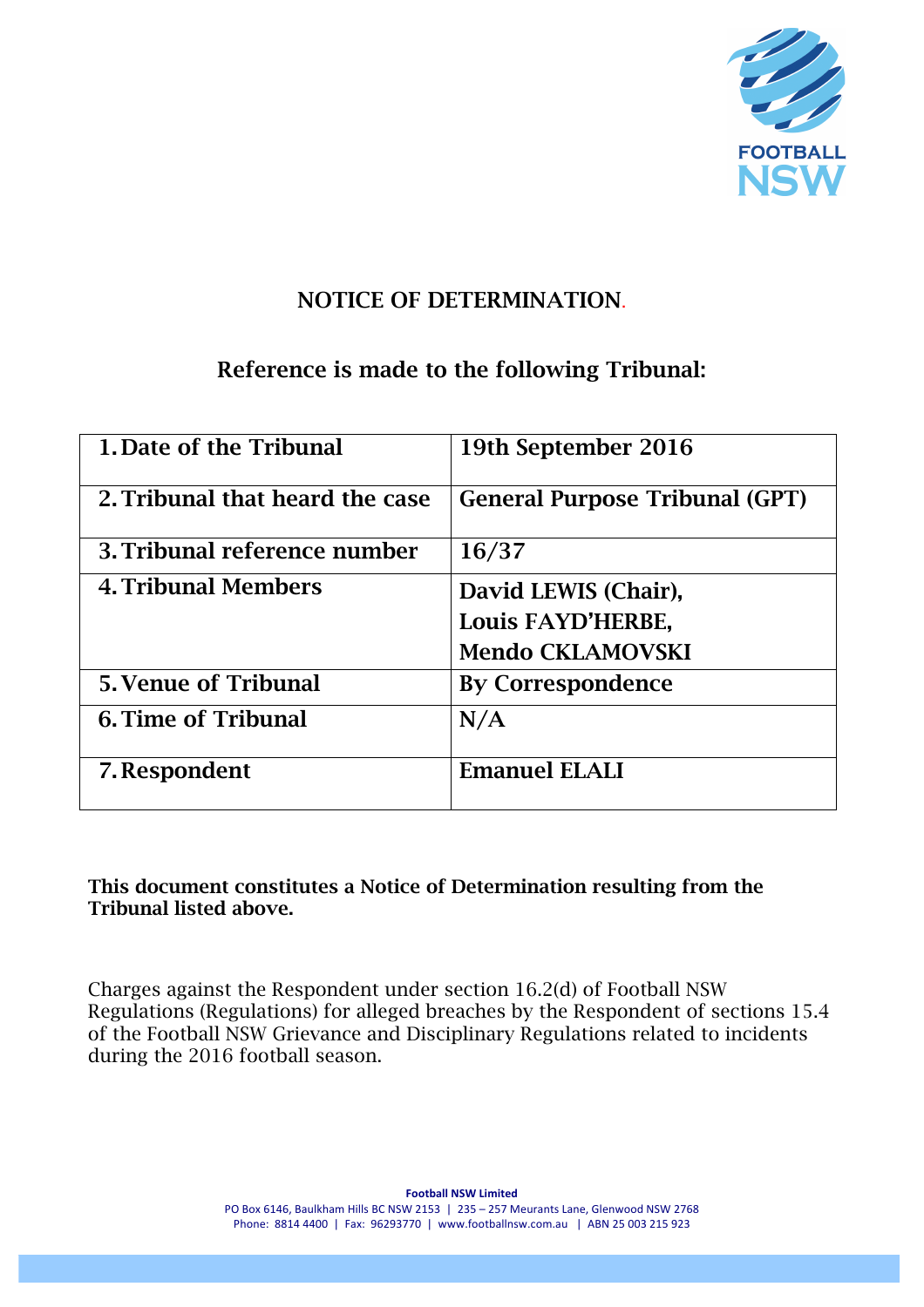# NOTICE OF DETERMINATION.

## Reference is made to the following Tribunal:

| | |
|---|---|
| 1. Date of the Tribunal | 19th September 2016 |
| 2. Tribunal that heard the case | General Purpose Tribunal (GPT) |
| 3. Tribunal reference number | 16/37 |
| 4. Tribunal Members | David LEWIS (Chair), Louis FAYD'HERBE, Mendo CKLAMOVSKI |
| 5. Venue of Tribunal | By Correspondence |
| 6. Time of Tribunal | N/A |
| 7. Respondent | Emanuel ELALI |

**This document constitutes a Notice of Determination resulting from the Tribunal listed above.**

Charges against the Respondent under section 16.2(d) of Football NSW Regulations (Regulations) for alleged breaches by the Respondent of sections 15.4 of the Football NSW Grievance and Disciplinary Regulations related to incidents during the 2016 football season.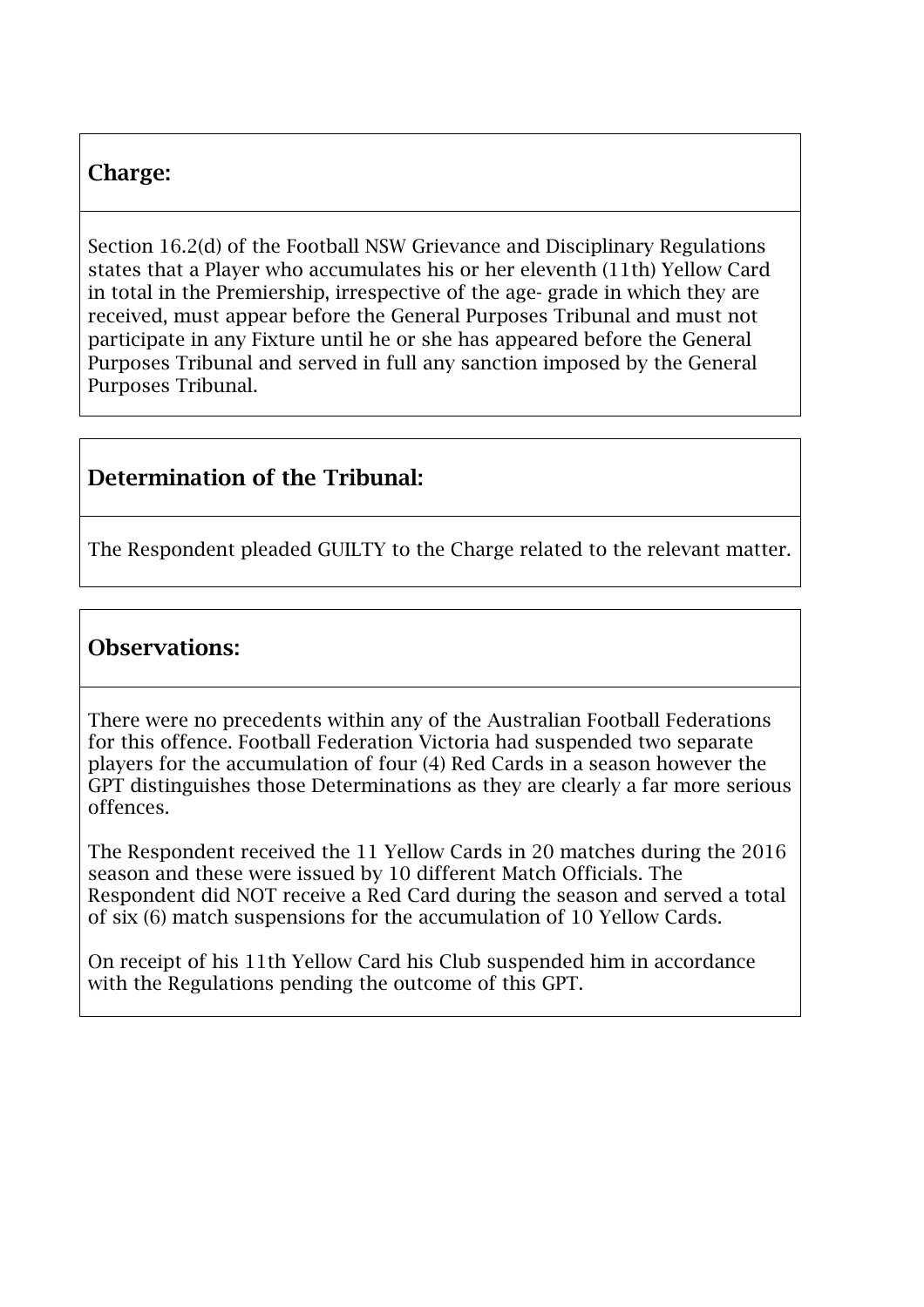## Charge:

Section 16.2(d) of the Football NSW Grievance and Disciplinary Regulations states that a Player who accumulates his or her eleventh (11th) Yellow Card in total in the Premiership, irrespective of the age- grade in which they are received, must appear before the General Purposes Tribunal and must not participate in any Fixture until he or she has appeared before the General Purposes Tribunal and served in full any sanction imposed by the General Purposes Tribunal.

## Determination of the Tribunal:

The Respondent pleaded GUILTY to the Charge related to the relevant matter.

## Observations:

There were no precedents within any of the Australian Football Federations for this offence. Football Federation Victoria had suspended two separate players for the accumulation of four (4) Red Cards in a season however the GPT distinguishes those Determinations as they are clearly a far more serious offences.

The Respondent received the 11 Yellow Cards in 20 matches during the 2016 season and these were issued by 10 different Match Officials. The Respondent did NOT receive a Red Card during the season and served a total of six (6) match suspensions for the accumulation of 10 Yellow Cards.

On receipt of his 11th Yellow Card his Club suspended him in accordance with the Regulations pending the outcome of this GPT.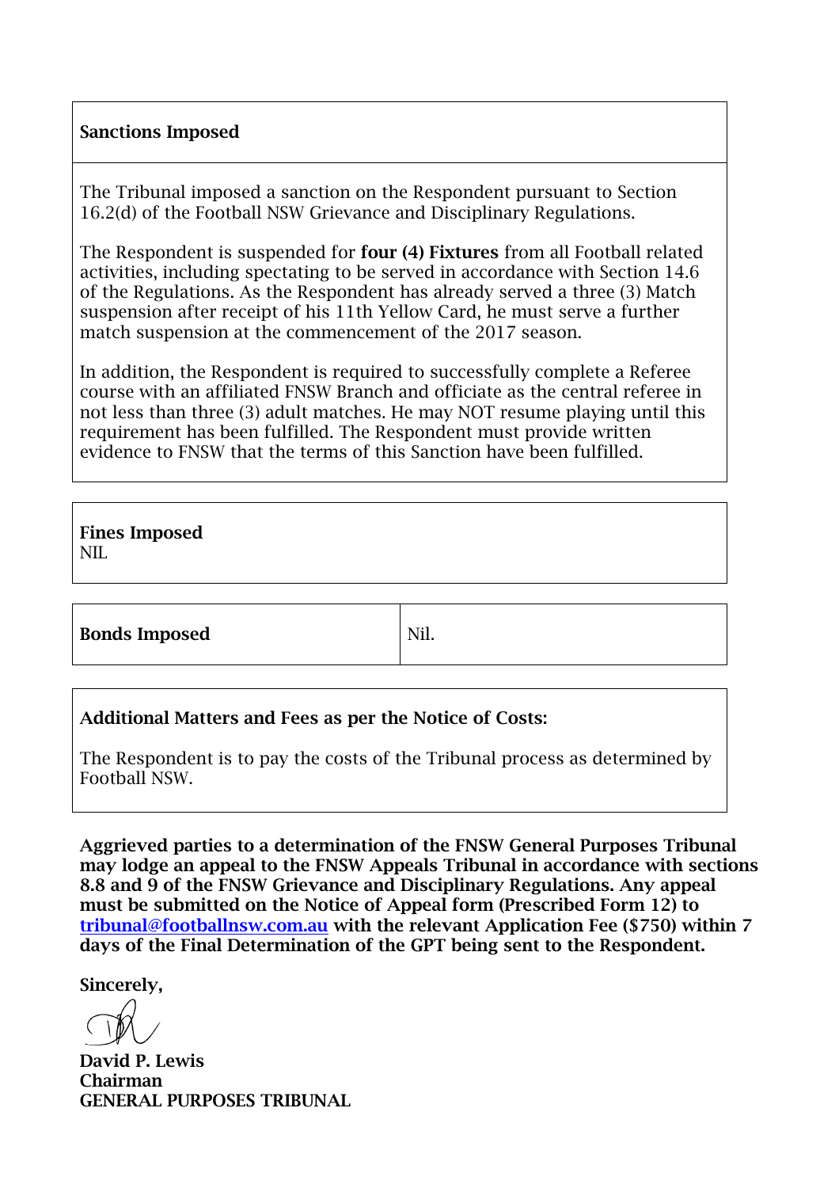**Sanctions Imposed**

The Tribunal imposed a sanction on the Respondent pursuant to Section 16.2(d) of the Football NSW Grievance and Disciplinary Regulations.

The Respondent is suspended for **four (4) Fixtures** from all Football related activities, including spectating to be served in accordance with Section 14.6 of the Regulations. As the Respondent has already served a three (3) Match suspension after receipt of his 11th Yellow Card, he must serve a further match suspension at the commencement of the 2017 season.

In addition, the Respondent is required to successfully complete a Referee course with an affiliated FNSW Branch and officiate as the central referee in not less than three (3) adult matches. He may NOT resume playing until this requirement has been fulfilled. The Respondent must provide written evidence to FNSW that the terms of this Sanction have been fulfilled.

**Fines Imposed**
NIL

| | |
|---|---|
| **Bonds Imposed** | Nil. |

**Additional Matters and Fees as per the Notice of Costs:**

The Respondent is to pay the costs of the Tribunal process as determined by Football NSW.

**Aggrieved parties to a determination of the FNSW General Purposes Tribunal may lodge an appeal to the FNSW Appeals Tribunal in accordance with sections 8.8 and 9 of the FNSW Grievance and Disciplinary Regulations. Any appeal must be submitted on the Notice of Appeal form (Prescribed Form 12) to tribunal@footballnsw.com.au with the relevant Application Fee ($750) within 7 days of the Final Determination of the GPT being sent to the Respondent.**

**Sincerely,**

**David P. Lewis**
**Chairman**
**GENERAL PURPOSES TRIBUNAL**